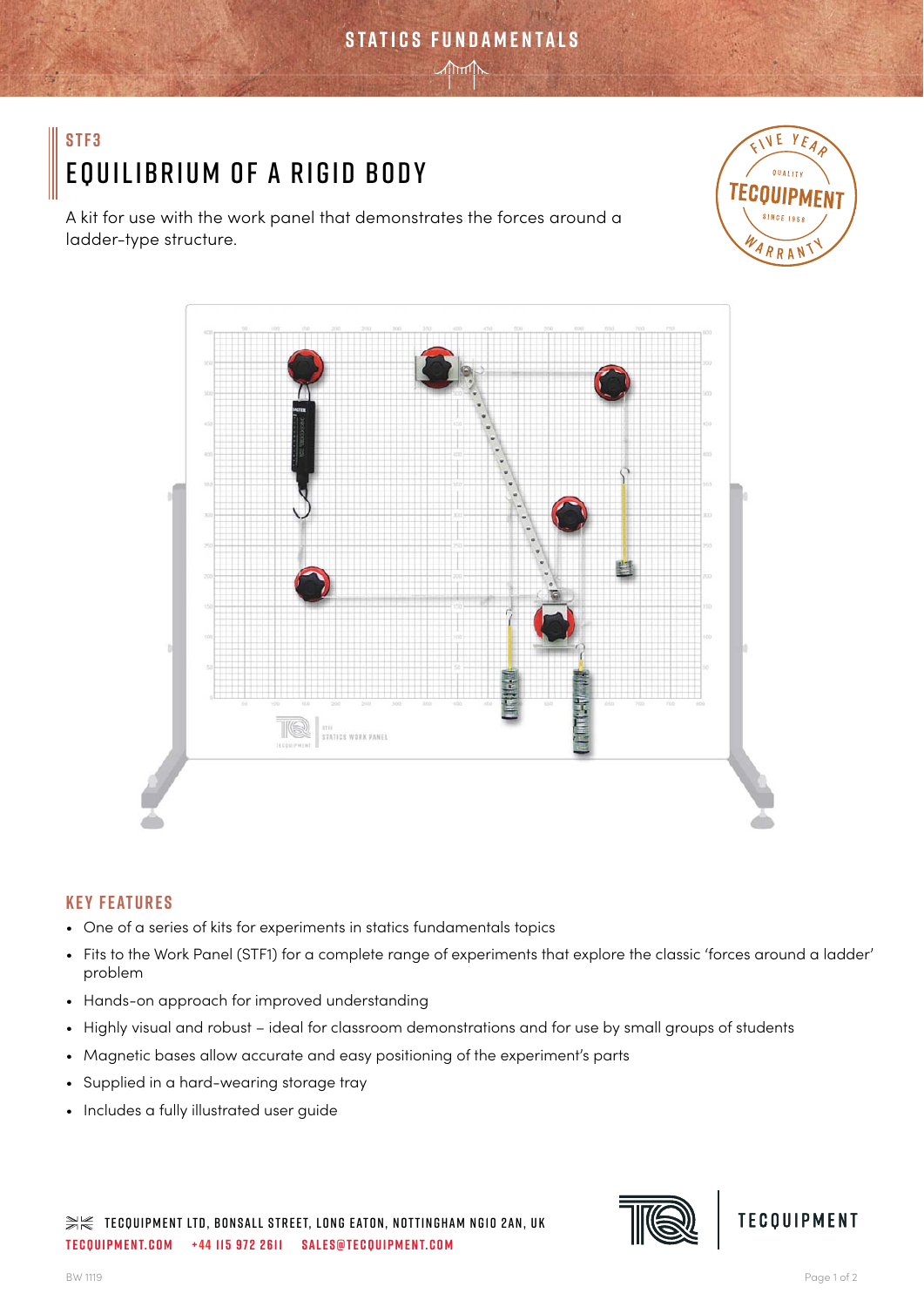# STF3

# EQUILIBRIUM OF A RIGID BODY

A kit for use with the work panel that demonstrates the forces around a ladder-type structure.

## KEY FEATURES

- One of a series of kits for experiments in statics fundamentals topics
- Fits to the Work Panel (STF1) for a complete range of experiments that explore the classic 'forces around a ladder' problem
- Hands-on approach for improved understanding
- Highly visual and robust – ideal for classroom demonstrations and for use by small groups of students
- Magnetic bases allow accurate and easy positioning of the experiment's parts
- Supplied in a hard-wearing storage tray
- Includes a fully illustrated user guide

TECQUIPMENT LTD, BONSALL STREET, LONG EATON, NOTTINGHAM NG10 2AN, UK

TECQUIPMENT.COM +44 115 972 2611 SALES@TECQUIPMENT.COM

BW 1119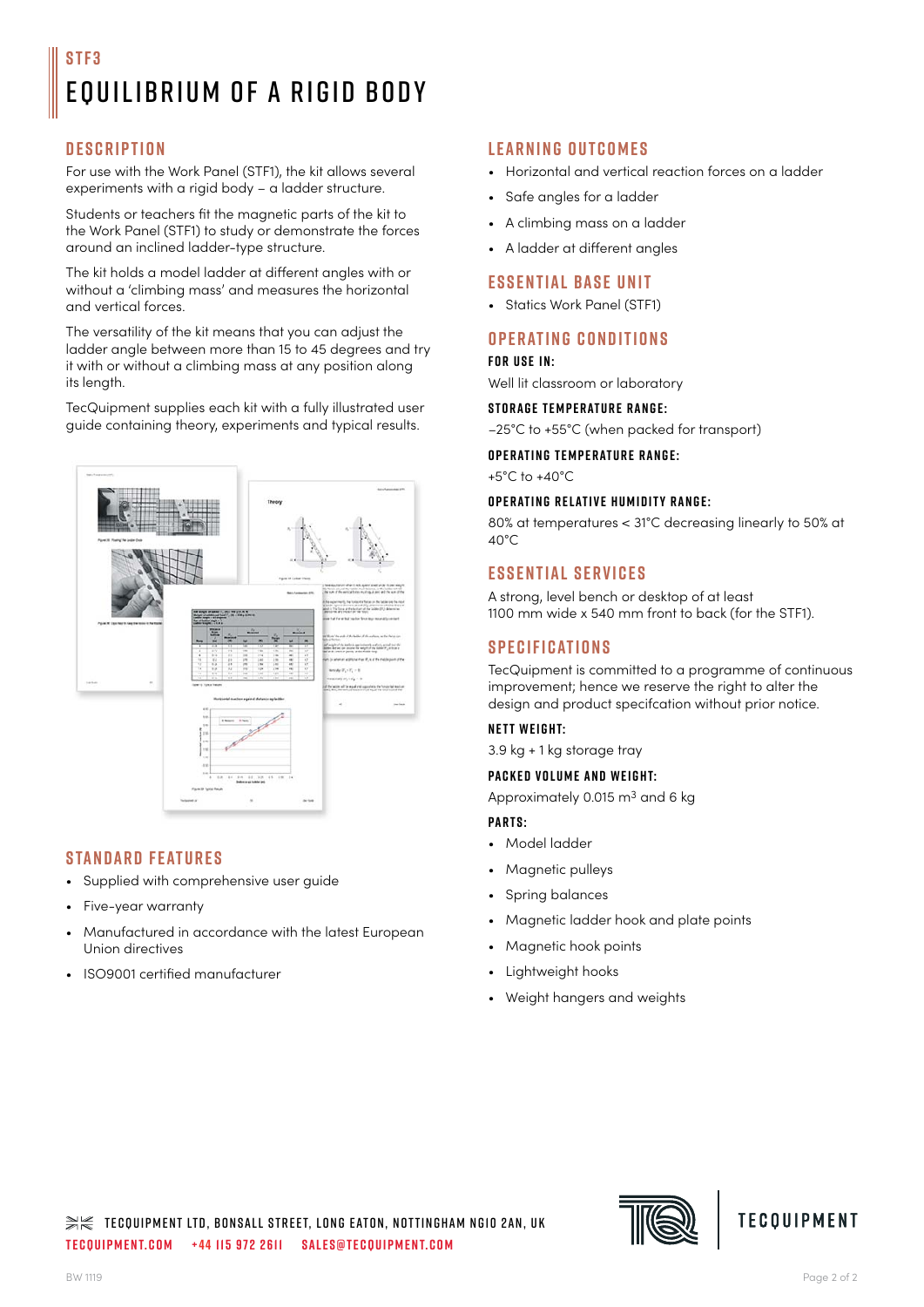# STF3

# EQUILIBRIUM OF A RIGID BODY

## DESCRIPTION

For use with the Work Panel (STF1), the kit allows several experiments with a rigid body – a ladder structure.

Students or teachers fit the magnetic parts of the kit to the Work Panel (STF1) to study or demonstrate the forces around an inclined ladder-type structure.

The kit holds a model ladder at different angles with or without a 'climbing mass' and measures the horizontal and vertical forces.

The versatility of the kit means that you can adjust the ladder angle between more than 15 to 45 degrees and try it with or without a climbing mass at any position along its length.

TecQuipment supplies each kit with a fully illustrated user guide containing theory, experiments and typical results.

## STANDARD FEATURES

- Supplied with comprehensive user guide
- Five-year warranty
- Manufactured in accordance with the latest European Union directives
- ISO9001 certified manufacturer

## LEARNING OUTCOMES

- Horizontal and vertical reaction forces on a ladder
- Safe angles for a ladder
- A climbing mass on a ladder
- A ladder at different angles

## ESSENTIAL BASE UNIT

- Statics Work Panel (STF1)

## OPERATING CONDITIONS

### FOR USE IN:

Well lit classroom or laboratory

### STORAGE TEMPERATURE RANGE:

–25°C to +55°C (when packed for transport)

### OPERATING TEMPERATURE RANGE:

+5°C to +40°C

### OPERATING RELATIVE HUMIDITY RANGE:

80% at temperatures < 31°C decreasing linearly to 50% at 40°C

## ESSENTIAL SERVICES

A strong, level bench or desktop of at least 1100 mm wide x 540 mm front to back (for the STF1).

## SPECIFICATIONS

TecQuipment is committed to a programme of continuous improvement; hence we reserve the right to alter the design and product specifcation without prior notice.

### NETT WEIGHT:

3.9 kg + 1 kg storage tray

### PACKED VOLUME AND WEIGHT:

Approximately 0.015 m$^3$ and 6 kg

### PARTS:

- Model ladder
- Magnetic pulleys
- Spring balances
- Magnetic ladder hook and plate points
- Magnetic hook points
- Lightweight hooks
- Weight hangers and weights

TECQUIPMENT LTD, BONSALL STREET, LONG EATON, NOTTINGHAM NG10 2AN, UK

TECQUIPMENT.COM +44 115 972 2611 SALES@TECQUIPMENT.COM

TECQUIPMENT

BW 1119